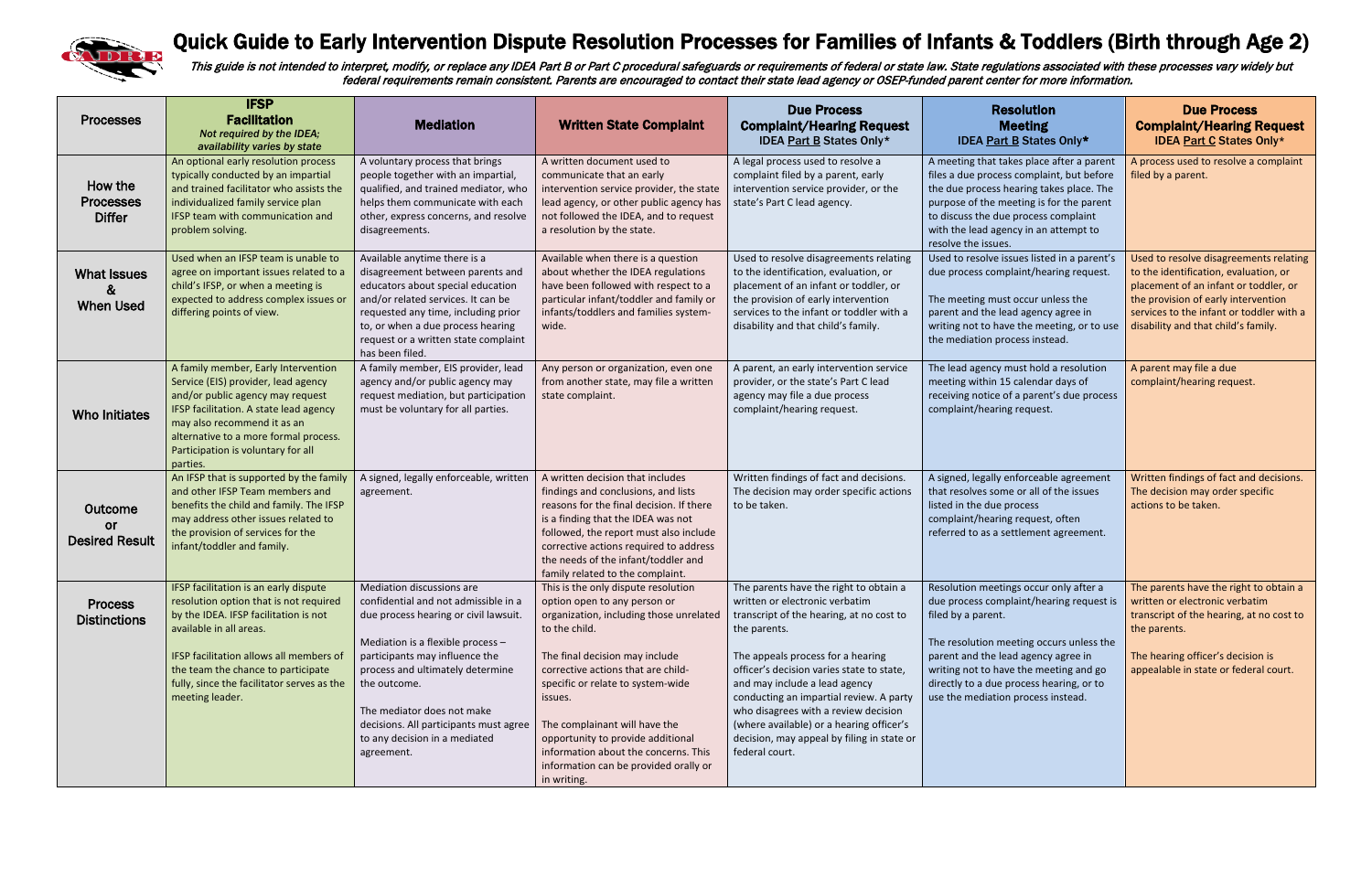# Quick Guide to Early Intervention Dispute Resolution Processes for Families of Infants & Toddlers (Birth through Age 2)

*This guide is not intended to interpret, modify, or replace any IDEA Part B or Part C procedural safeguards or requirements of federal or state law. State regulations associated with these processes vary widely but federal requirements remain consistent. Parents are encouraged to contact their state lead agency or OSEP-funded parent center for more information.*

| Processes | **IFSP Facilitation** *Not required by the IDEA; availability varies by state* | **Mediation** | **Written State Complaint** | **Due Process Complaint/Hearing Request** IDEA Part B States Only* | **Resolution Meeting** IDEA Part B States Only* | **Due Process Complaint/Hearing Request** IDEA Part C States Only* |
|---|---|---|---|---|---|---|
| **How the Processes Differ** | An optional early resolution process typically conducted by an impartial and trained facilitator who assists the individualized family service plan IFSP team with communication and problem solving. | A voluntary process that brings people together with an impartial, qualified, and trained mediator, who helps them communicate with each other, express concerns, and resolve disagreements. | A written document used to communicate that an early intervention service provider, the state lead agency, or other public agency has not followed the IDEA, and to request a resolution by the state. | A legal process used to resolve a complaint filed by a parent, early intervention service provider, or the state's Part C lead agency. | A meeting that takes place after a parent files a due process complaint, but before the due process hearing takes place. The purpose of the meeting is for the parent to discuss the due process complaint with the lead agency in an attempt to resolve the issues. | A process used to resolve a complaint filed by a parent. |
| **What Issues & When Used** | Used when an IFSP team is unable to agree on important issues related to a child's IFSP, or when a meeting is expected to address complex issues or differing points of view. | Available anytime there is a disagreement between parents and educators about special education and/or related services. It can be requested any time, including prior to, or when a due process hearing request or a written state complaint has been filed. | Available when there is a question about whether the IDEA regulations have been followed with respect to a particular infant/toddler and family or infants/toddlers and families system-wide. | Used to resolve disagreements relating to the identification, evaluation, or placement of an infant or toddler, or the provision of early intervention services to the infant or toddler with a disability and that child's family. | Used to resolve issues listed in a parent's due process complaint/hearing request.<br><br>The meeting must occur unless the parent and the lead agency agree in writing not to have the meeting, or to use the mediation process instead. | Used to resolve disagreements relating to the identification, evaluation, or placement of an infant or toddler, or the provision of early intervention services to the infant or toddler with a disability and that child's family. |
| **Who Initiates** | A family member, Early Intervention Service (EIS) provider, lead agency and/or public agency may request IFSP facilitation. A state lead agency may also recommend it as an alternative to a more formal process. Participation is voluntary for all parties. | A family member, EIS provider, lead agency and/or public agency may request mediation, but participation must be voluntary for all parties. | Any person or organization, even one from another state, may file a written state complaint. | A parent, an early intervention service provider, or the state's Part C lead agency may file a due process complaint/hearing request. | The lead agency must hold a resolution meeting within 15 calendar days of receiving notice of a parent's due process complaint/hearing request. | A parent may file a due complaint/hearing request. |
| **Outcome or Desired Result** | An IFSP that is supported by the family and other IFSP Team members and benefits the child and family. The IFSP may address other issues related to the provision of services for the infant/toddler and family. | A signed, legally enforceable, written agreement. | A written decision that includes findings and conclusions, and lists reasons for the final decision. If there is a finding that the IDEA was not followed, the report must also include corrective actions required to address the needs of the infant/toddler and family related to the complaint. | Written findings of fact and decisions. The decision may order specific actions to be taken. | A signed, legally enforceable agreement that resolves some or all of the issues listed in the due process complaint/hearing request, often referred to as a settlement agreement. | Written findings of fact and decisions. The decision may order specific actions to be taken. |
| **Process Distinctions** | IFSP facilitation is an early dispute resolution option that is not required by the IDEA. IFSP facilitation is not available in all areas.<br><br>IFSP facilitation allows all members of the team the chance to participate fully, since the facilitator serves as the meeting leader. | Mediation discussions are confidential and not admissible in a due process hearing or civil lawsuit.<br><br>Mediation is a flexible process – participants may influence the process and ultimately determine the outcome.<br><br>The mediator does not make decisions. All participants must agree to any decision in a mediated agreement. | This is the only dispute resolution option open to any person or organization, including those unrelated to the child.<br><br>The final decision may include corrective actions that are child-specific or relate to system-wide issues.<br><br>The complainant will have the opportunity to provide additional information about the concerns. This information can be provided orally or in writing. | The parents have the right to obtain a written or electronic verbatim transcript of the hearing, at no cost to the parents.<br><br>The appeals process for a hearing officer's decision varies state to state, and may include a lead agency conducting an impartial review. A party who disagrees with a review decision (where available) or a hearing officer's decision, may appeal by filing in state or federal court. | Resolution meetings occur only after a due process complaint/hearing request is filed by a parent.<br><br>The resolution meeting occurs unless the parent and the lead agency agree in writing not to have the meeting and go directly to a due process hearing, or to use the mediation process instead. | The parents have the right to obtain a written or electronic verbatim transcript of the hearing, at no cost to the parents.<br><br>The hearing officer's decision is appealable in state or federal court. |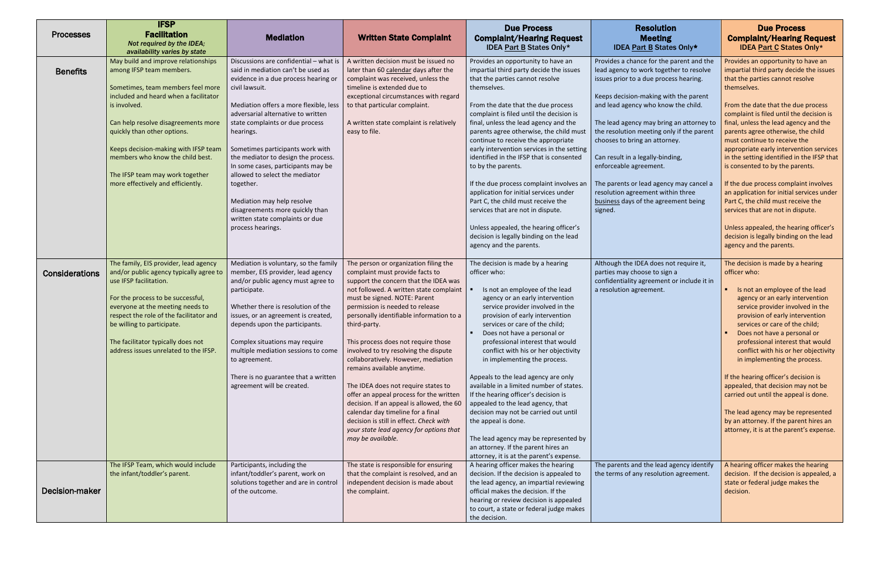| Processes | IFSP Facilitation *Not required by the IDEA; availability varies by state* | Mediation | Written State Complaint | Due Process Complaint/Hearing Request IDEA Part B States Only* | Resolution Meeting IDEA Part B States Only* | Due Process Complaint/Hearing Request IDEA Part C States Only* |
|---|---|---|---|---|---|---|
| **Benefits** | May build and improve relationships among IFSP team members.<br><br>Sometimes, team members feel more included and heard when a facilitator is involved.<br><br>Can help resolve disagreements more quickly than other options.<br><br>Keeps decision-making with IFSP team members who know the child best.<br><br>The IFSP team may work together more effectively and efficiently. | Discussions are confidential – what is said in mediation can't be used as evidence in a due process hearing or civil lawsuit.<br><br>Mediation offers a more flexible, less adversarial alternative to written state complaints or due process hearings.<br><br>Sometimes participants work with the mediator to design the process. In some cases, participants may be allowed to select the mediator together.<br><br>Mediation may help resolve disagreements more quickly than written state complaints or due process hearings. | A written decision must be issued no later than 60 calendar days after the complaint was received, unless the timeline is extended due to exceptional circumstances with regard to that particular complaint.<br><br>A written state complaint is relatively easy to file. | Provides an opportunity to have an impartial third party decide the issues that the parties cannot resolve themselves.<br><br>From the date that the due process complaint is filed until the decision is final, unless the lead agency and the parents agree otherwise, the child must continue to receive the appropriate early intervention services in the setting identified in the IFSP that is consented to by the parents.<br><br>If the due process complaint involves an application for initial services under Part C, the child must receive the services that are not in dispute.<br><br>Unless appealed, the hearing officer's decision is legally binding on the lead agency and the parents. | Provides a chance for the parent and the lead agency to work together to resolve issues prior to a due process hearing.<br><br>Keeps decision-making with the parent and lead agency who know the child.<br><br>The lead agency may bring an attorney to the resolution meeting only if the parent chooses to bring an attorney.<br><br>Can result in a legally-binding, enforceable agreement.<br><br>The parents or lead agency may cancel a resolution agreement within three business days of the agreement being signed. | Provides an opportunity to have an impartial third party decide the issues that the parties cannot resolve themselves.<br><br>From the date that the due process complaint is filed until the decision is final, unless the lead agency and the parents agree otherwise, the child must continue to receive the appropriate early intervention services in the setting identified in the IFSP that is consented to by the parents.<br><br>If the due process complaint involves an application for initial services under Part C, the child must receive the services that are not in dispute.<br><br>Unless appealed, the hearing officer's decision is legally binding on the lead agency and the parents. |
| **Considerations** | The family, EIS provider, lead agency and/or public agency typically agree to use IFSP facilitation.<br><br>For the process to be successful, everyone at the meeting needs to respect the role of the facilitator and be willing to participate.<br><br>The facilitator typically does not address issues unrelated to the IFSP. | Mediation is voluntary, so the family member, EIS provider, lead agency and/or public agency must agree to participate.<br><br>Whether there is resolution of the issues, or an agreement is created, depends upon the participants.<br><br>Complex situations may require multiple mediation sessions to come to agreement.<br><br>There is no guarantee that a written agreement will be created. | The person or organization filing the complaint must provide facts to support the concern that the IDEA was not followed. A written state complaint must be signed. NOTE: Parent permission is needed to release personally identifiable information to a third-party.<br><br>This process does not require those involved to try resolving the dispute collaboratively. However, mediation remains available anytime.<br><br>The IDEA does not require states to offer an appeal process for the written decision. If an appeal is allowed, the 60 calendar day timeline for a final decision is still in effect. *Check with your state lead agency for options that may be available.* | The decision is made by a hearing officer who:<br>▪ Is not an employee of the lead agency or an early intervention service provider involved in the provision of early intervention services or care of the child;<br>▪ Does not have a personal or professional interest that would conflict with his or her objectivity in implementing the process.<br><br>Appeals to the lead agency are only available in a limited number of states. If the hearing officer's decision is appealed to the lead agency, that decision may not be carried out until the appeal is done.<br><br>The lead agency may be represented by an attorney. If the parent hires an attorney, it is at the parent's expense. | Although the IDEA does not require it, parties may choose to sign a confidentiality agreement or include it in a resolution agreement. | The decision is made by a hearing officer who:<br>▪ Is not an employee of the lead agency or an early intervention service provider involved in the provision of early intervention services or care of the child;<br>▪ Does not have a personal or professional interest that would conflict with his or her objectivity in implementing the process.<br><br>If the hearing officer's decision is appealed, that decision may not be carried out until the appeal is done.<br><br>The lead agency may be represented by an attorney. If the parent hires an attorney, it is at the parent's expense. |
| **Decision-maker** | The IFSP Team, which would include the infant/toddler's parent. | Participants, including the infant/toddler's parent, work on solutions together and are in control of the outcome. | The state is responsible for ensuring that the complaint is resolved, and an independent decision is made about the complaint. | A hearing officer makes the hearing decision. If the decision is appealed to the lead agency, an impartial reviewing official makes the decision. If the hearing or review decision is appealed to court, a state or federal judge makes the decision. | The parents and the lead agency identify the terms of any resolution agreement. | A hearing officer makes the hearing decision. If the decision is appealed, a state or federal judge makes the decision. |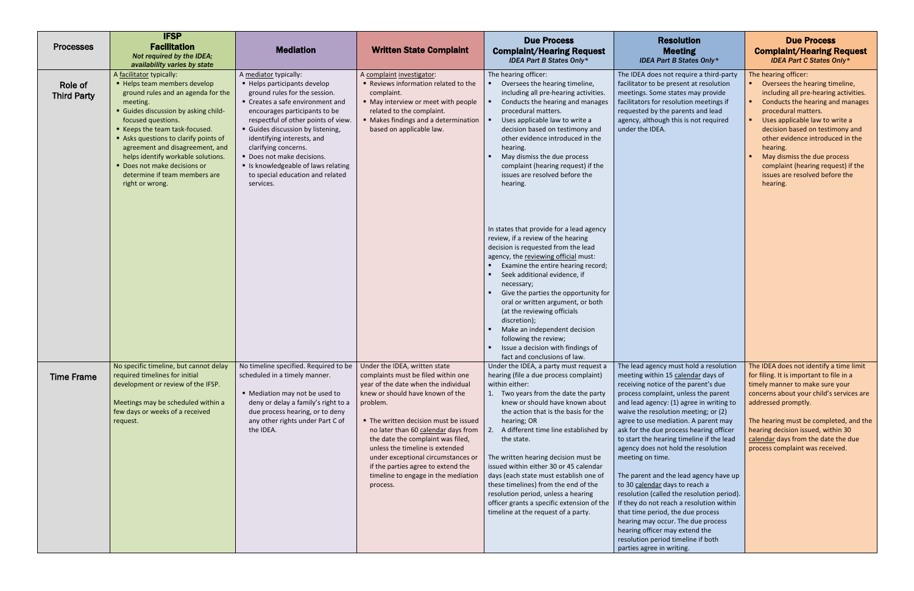| Processes | **IFSP Facilitation** *Not required by the IDEA; availability varies by state* | **Mediation** | **Written State Complaint** | **Due Process Complaint/Hearing Request** *IDEA Part B States Only** | **Resolution Meeting** *IDEA Part B States Only** | **Due Process Complaint/Hearing Request** *IDEA Part C States Only** |
|---|---|---|---|---|---|---|
| **Role of Third Party** | A facilitator typically:<br>▪ Helps team members develop ground rules and an agenda for the meeting.<br>▪ Guides discussion by asking child-focused questions.<br>▪ Keeps the team task-focused.<br>▪ Asks questions to clarify points of agreement and disagreement, and helps identify workable solutions.<br>▪ Does not make decisions or determine if team members are right or wrong. | A mediator typically:<br>▪ Helps participants develop ground rules for the session.<br>▪ Creates a safe environment and encourages participants to be respectful of other points of view.<br>▪ Guides discussion by listening, identifying interests, and clarifying concerns.<br>▪ Does not make decisions.<br>▪ Is knowledgeable of laws relating to special education and related services. | A complaint investigator:<br>▪ Reviews information related to the complaint.<br>▪ May interview or meet with people related to the complaint.<br>▪ Makes findings and a determination based on applicable law. | The hearing officer:<br>▪ Oversees the hearing timeline, including all pre-hearing activities.<br>▪ Conducts the hearing and manages procedural matters.<br>▪ Uses applicable law to write a decision based on testimony and other evidence introduced in the hearing.<br>▪ May dismiss the due process complaint (hearing request) if the issues are resolved before the hearing.<br><br>In states that provide for a lead agency review, if a review of the hearing decision is requested from the lead agency, the reviewing official must:<br>▪ Examine the entire hearing record;<br>▪ Seek additional evidence, if necessary;<br>▪ Give the parties the opportunity for oral or written argument, or both (at the reviewing officials discretion);<br>▪ Make an independent decision following the review;<br>▪ Issue a decision with findings of fact and conclusions of law. | The IDEA does not require a third-party facilitator to be present at resolution meetings. Some states may provide facilitators for resolution meetings if requested by the parents and lead agency, although this is not required under the IDEA. | The hearing officer:<br>▪ Oversees the hearing timeline, including all pre-hearing activities.<br>▪ Conducts the hearing and manages procedural matters.<br>▪ Uses applicable law to write a decision based on testimony and other evidence introduced in the hearing.<br>▪ May dismiss the due process complaint (hearing request) if the issues are resolved before the hearing. |
| **Time Frame** | No specific timeline, but cannot delay required timelines for initial development or review of the IFSP.<br><br>Meetings may be scheduled within a few days or weeks of a received request. | No timeline specified. Required to be scheduled in a timely manner.<br><br>▪ Mediation may not be used to deny or delay a family's right to a due process hearing, or to deny any other rights under Part C of the IDEA. | Under the IDEA, written state complaints must be filed within one year of the date when the individual knew or should have known of the problem.<br><br>▪ The written decision must be issued no later than 60 calendar days from the date the complaint was filed, unless the timeline is extended under exceptional circumstances or if the parties agree to extend the timeline to engage in the mediation process. | Under the IDEA, a party must request a hearing (file a due process complaint) within either:<br>1. Two years from the date the party knew or should have known about the action that is the basis for the hearing; OR<br>2. A different time line established by the state.<br><br>The written hearing decision must be issued within either 30 or 45 calendar days (each state must establish one of these timelines) from the end of the resolution period, unless a hearing officer grants a specific extension of the timeline at the request of a party. | The lead agency must hold a resolution meeting within 15 calendar days of receiving notice of the parent's due process complaint, unless the parent and lead agency: (1) agree in writing to waive the resolution meeting; or (2) agree to use mediation. A parent may ask for the due process hearing officer to start the hearing timeline if the lead agency does not hold the resolution meeting on time.<br><br>The parent and the lead agency have up to 30 calendar days to reach a resolution (called the resolution period). If they do not reach a resolution within that time period, the due process hearing may occur. The due process hearing officer may extend the resolution period timeline if both parties agree in writing. | The IDEA does not identify a time limit for filing. It is important to file in a timely manner to make sure your concerns about your child's services are addressed promptly.<br><br>The hearing must be completed, and the hearing decision issued, within 30 calendar days from the date the due process complaint was received. |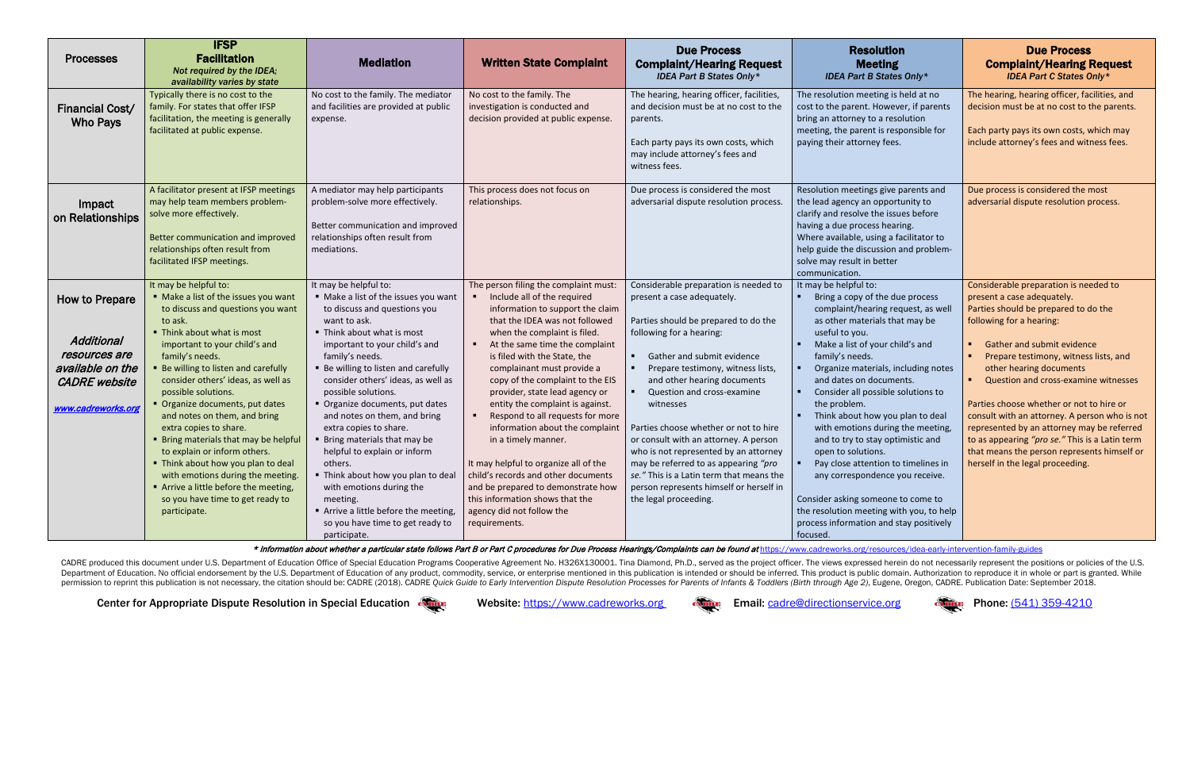| Processes | **IFSP Facilitation** *Not required by the IDEA; availability varies by state* | **Mediation** | **Written State Complaint** | **Due Process Complaint/Hearing Request** *IDEA Part B States Only\** | **Resolution Meeting** *IDEA Part B States Only\** | **Due Process Complaint/Hearing Request** *IDEA Part C States Only\** |
|---|---|---|---|---|---|---|
| **Financial Cost/ Who Pays** | Typically there is no cost to the family. For states that offer IFSP facilitation, the meeting is generally facilitated at public expense. | No cost to the family. The mediator and facilities are provided at public expense. | No cost to the family. The investigation is conducted and decision provided at public expense. | The hearing, hearing officer, facilities, and decision must be at no cost to the parents.<br><br>Each party pays its own costs, which may include attorney's fees and witness fees. | The resolution meeting is held at no cost to the parent. However, if parents bring an attorney to a resolution meeting, the parent is responsible for paying their attorney fees. | The hearing, hearing officer, facilities, and decision must be at no cost to the parents.<br><br>Each party pays its own costs, which may include attorney's fees and witness fees. |
| **Impact on Relationships** | A facilitator present at IFSP meetings may help team members problem-solve more effectively.<br><br>Better communication and improved relationships often result from facilitated IFSP meetings. | A mediator may help participants problem-solve more effectively.<br><br>Better communication and improved relationships often result from mediations. | This process does not focus on relationships. | Due process is considered the most adversarial dispute resolution process. | Resolution meetings give parents and the lead agency an opportunity to clarify and resolve the issues before having a due process hearing. Where available, using a facilitator to help guide the discussion and problem-solve may result in better communication. | Due process is considered the most adversarial dispute resolution process. |
| **How to Prepare**<br><br>***Additional resources are available on the CADRE website***<br><br>[*www.cadreworks.org*](http://www.cadreworks.org) | It may be helpful to:<br>▪ Make a list of the issues you want to discuss and questions you want to ask.<br>▪ Think about what is most important to your child's and family's needs.<br>▪ Be willing to listen and carefully consider others' ideas, as well as possible solutions.<br>▪ Organize documents, put dates and notes on them, and bring extra copies to share.<br>▪ Bring materials that may be helpful to explain or inform others.<br>▪ Think about how you plan to deal with emotions during the meeting.<br>▪ Arrive a little before the meeting, so you have time to get ready to participate. | It may be helpful to:<br>▪ Make a list of the issues you want to discuss and questions you want to ask.<br>▪ Think about what is most important to your child's and family's needs.<br>▪ Be willing to listen and carefully consider others' ideas, as well as possible solutions.<br>▪ Organize documents, put dates and notes on them, and bring extra copies to share.<br>▪ Bring materials that may be helpful to explain or inform others.<br>▪ Think about how you plan to deal with emotions during the meeting.<br>▪ Arrive a little before the meeting, so you have time to get ready to participate. | The person filing the complaint must:<br>▪ Include all of the required information to support the claim that the IDEA was not followed when the complaint is filed.<br>▪ At the same time the complaint is filed with the State, the complainant must provide a copy of the complaint to the EIS provider, state lead agency or entity the complaint is against.<br>▪ Respond to all requests for more information about the complaint in a timely manner.<br><br>It may helpful to organize all of the child's records and other documents and be prepared to demonstrate how this information shows that the agency did not follow the requirements. | Considerable preparation is needed to present a case adequately.<br><br>Parties should be prepared to do the following for a hearing:<br>▪ Gather and submit evidence<br>▪ Prepare testimony, witness lists, and other hearing documents<br>▪ Question and cross-examine witnesses<br><br>Parties choose whether or not to hire or consult with an attorney. A person who is not represented by an attorney may be referred to as appearing *"pro se."* This is a Latin term that means the person represents himself or herself in the legal proceeding. | It may be helpful to:<br>▪ Bring a copy of the due process complaint/hearing request, as well as other materials that may be useful to you.<br>▪ Make a list of your child's and family's needs.<br>▪ Organize materials, including notes and dates on documents.<br>▪ Consider all possible solutions to the problem.<br>▪ Think about how you plan to deal with emotions during the meeting, and to try to stay optimistic and open to solutions.<br>▪ Pay close attention to timelines in any correspondence you receive.<br><br>Consider asking someone to come to the resolution meeting with you, to help process information and stay positively focused. | Considerable preparation is needed to present a case adequately.<br>Parties should be prepared to do the following for a hearing:<br>▪ Gather and submit evidence<br>▪ Prepare testimony, witness lists, and other hearing documents<br>▪ Question and cross-examine witnesses<br><br>Parties choose whether or not to hire or consult with an attorney. A person who is not represented by an attorney may be referred to as appearing *"pro se."* This is a Latin term that means the person represents himself or herself in the legal proceeding. |

*\* Information about whether a particular state follows Part B or Part C procedures for Due Process Hearings/Complaints can be found at* https://www.cadreworks.org/resources/idea-early-intervention-family-guides

CADRE produced this document under U.S. Department of Education Office of Special Education Programs Cooperative Agreement No. H326X130001. Tina Diamond, Ph.D., served as the project officer. The views expressed herein do not necessarily represent the positions or policies of the U.S. Department of Education. No official endorsement by the U.S. Department of Education of any product, commodity, service, or enterprise mentioned in this publication is intended or should be inferred. This product is public domain. Authorization to reproduce it in whole or part is granted. While permission to reprint this publication is not necessary, the citation should be: CADRE (2018). CADRE *Quick Guide to Early Intervention Dispute Resolution Processes for Parents of Infants & Toddlers (Birth through Age 2)*, Eugene, Oregon, CADRE. Publication Date: September 2018.

**Center for Appropriate Dispute Resolution in Special Education** **Website:** https://www.cadreworks.org **Email:** cadre@directionservice.org **Phone:** (541) 359-4210